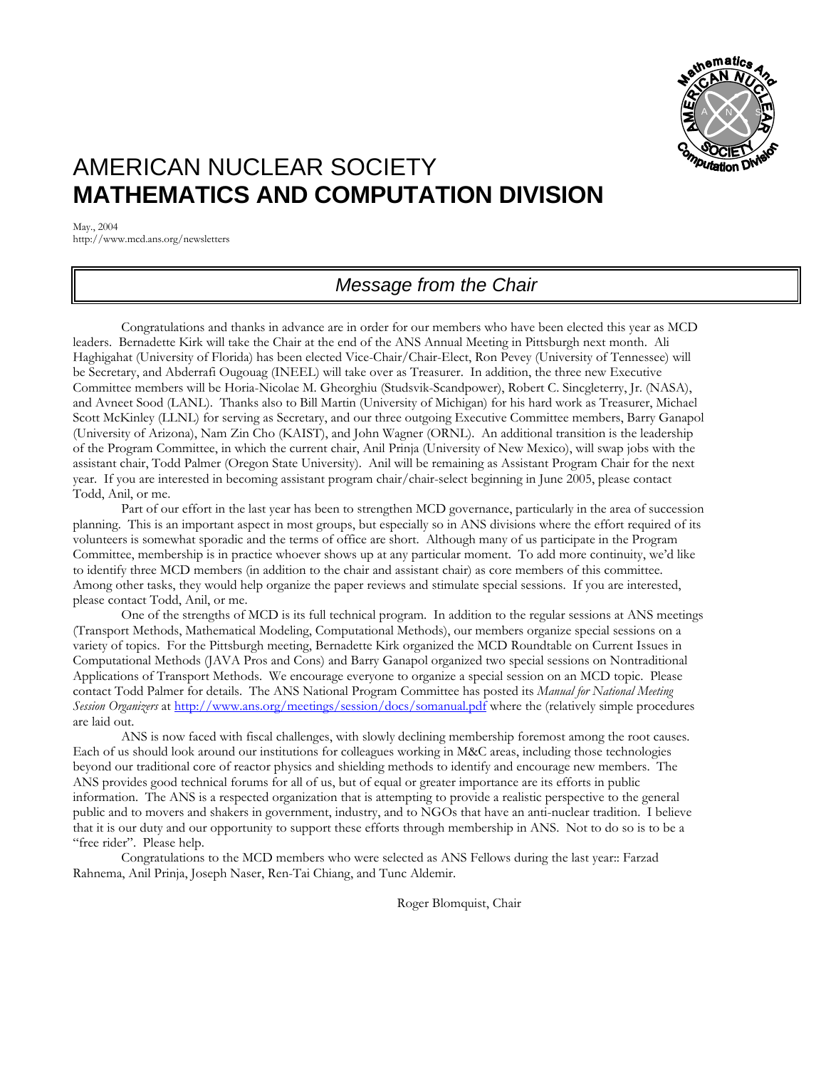# AMERICAN NUCLEAR SOCIETY
# **MATHEMATICS AND COMPUTATION DIVISION**

May., 2004
http://www.mcd.ans.org/newsletters

## *Message from the Chair*

Congratulations and thanks in advance are in order for our members who have been elected this year as MCD leaders. Bernadette Kirk will take the Chair at the end of the ANS Annual Meeting in Pittsburgh next month. Ali Haghigahat (University of Florida) has been elected Vice-Chair/Chair-Elect, Ron Pevey (University of Tennessee) will be Secretary, and Abderrafi Ougouag (INEEL) will take over as Treasurer. In addition, the three new Executive Committee members will be Horia-Nicolae M. Gheorghiu (Studsvik-Scandpower), Robert C. Sincgleterry, Jr. (NASA), and Avneet Sood (LANL). Thanks also to Bill Martin (University of Michigan) for his hard work as Treasurer, Michael Scott McKinley (LLNL) for serving as Secretary, and our three outgoing Executive Committee members, Barry Ganapol (University of Arizona), Nam Zin Cho (KAIST), and John Wagner (ORNL). An additional transition is the leadership of the Program Committee, in which the current chair, Anil Prinja (University of New Mexico), will swap jobs with the assistant chair, Todd Palmer (Oregon State University). Anil will be remaining as Assistant Program Chair for the next year. If you are interested in becoming assistant program chair/chair-select beginning in June 2005, please contact Todd, Anil, or me.

Part of our effort in the last year has been to strengthen MCD governance, particularly in the area of succession planning. This is an important aspect in most groups, but especially so in ANS divisions where the effort required of its volunteers is somewhat sporadic and the terms of office are short. Although many of us participate in the Program Committee, membership is in practice whoever shows up at any particular moment. To add more continuity, we'd like to identify three MCD members (in addition to the chair and assistant chair) as core members of this committee. Among other tasks, they would help organize the paper reviews and stimulate special sessions. If you are interested, please contact Todd, Anil, or me.

One of the strengths of MCD is its full technical program. In addition to the regular sessions at ANS meetings (Transport Methods, Mathematical Modeling, Computational Methods), our members organize special sessions on a variety of topics. For the Pittsburgh meeting, Bernadette Kirk organized the MCD Roundtable on Current Issues in Computational Methods (JAVA Pros and Cons) and Barry Ganapol organized two special sessions on Nontraditional Applications of Transport Methods. We encourage everyone to organize a special session on an MCD topic. Please contact Todd Palmer for details. The ANS National Program Committee has posted its *Manual for National Meeting Session Organizers* at http://www.ans.org/meetings/session/docs/somanual.pdf where the (relatively simple procedures are laid out.

ANS is now faced with fiscal challenges, with slowly declining membership foremost among the root causes. Each of us should look around our institutions for colleagues working in M&C areas, including those technologies beyond our traditional core of reactor physics and shielding methods to identify and encourage new members. The ANS provides good technical forums for all of us, but of equal or greater importance are its efforts in public information. The ANS is a respected organization that is attempting to provide a realistic perspective to the general public and to movers and shakers in government, industry, and to NGOs that have an anti-nuclear tradition. I believe that it is our duty and our opportunity to support these efforts through membership in ANS. Not to do so is to be a "free rider". Please help.

Congratulations to the MCD members who were selected as ANS Fellows during the last year:: Farzad Rahnema, Anil Prinja, Joseph Naser, Ren-Tai Chiang, and Tunc Aldemir.

Roger Blomquist, Chair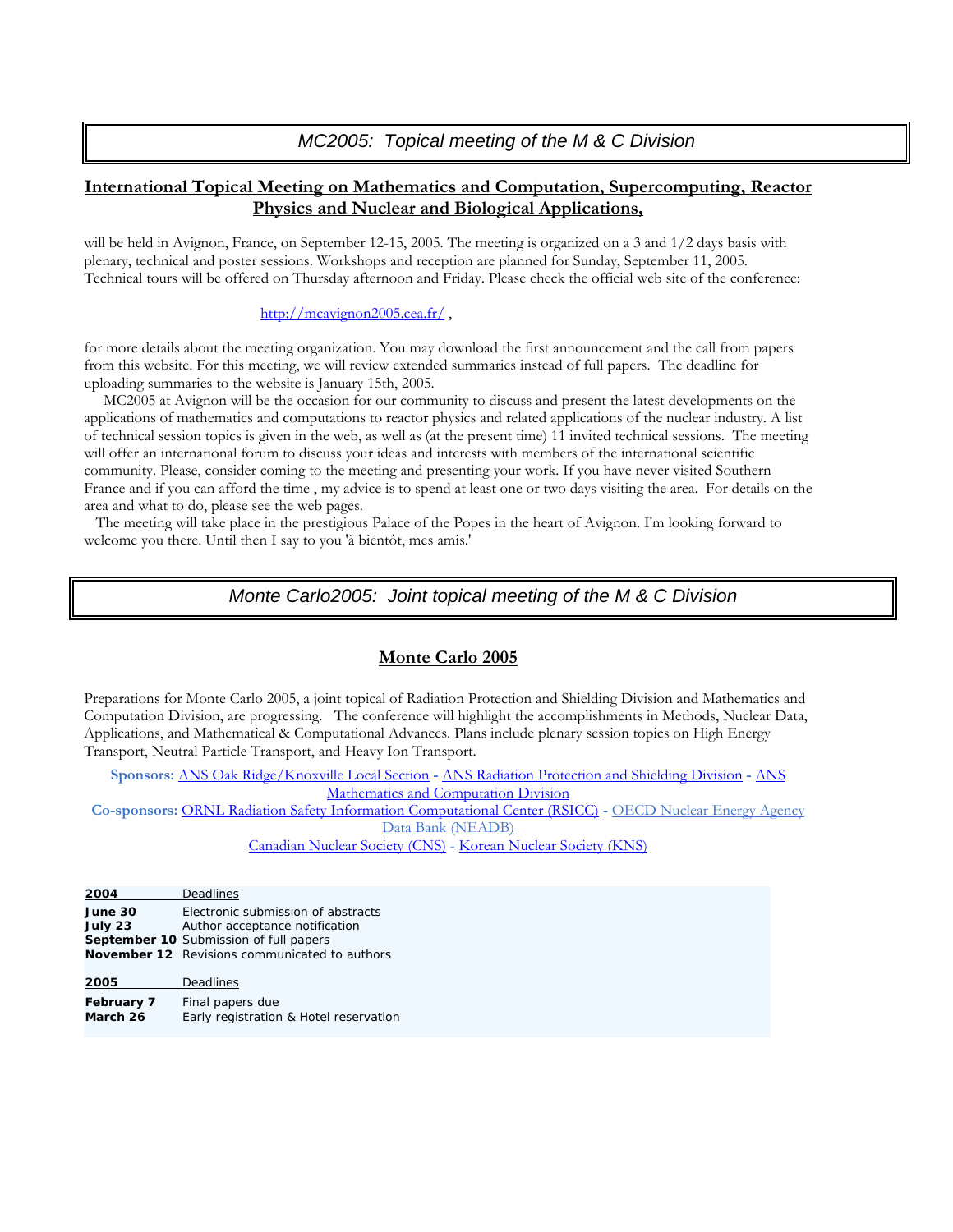## *MC2005: Topical meeting of the M & C Division*

**International Topical Meeting on Mathematics and Computation, Supercomputing, Reactor Physics and Nuclear and Biological Applications,**

will be held in Avignon, France, on September 12-15, 2005. The meeting is organized on a 3 and 1/2 days basis with plenary, technical and poster sessions. Workshops and reception are planned for Sunday, September 11, 2005. Technical tours will be offered on Thursday afternoon and Friday. Please check the official web site of the conference:

http://mcavignon2005.cea.fr/ ,

for more details about the meeting organization. You may download the first announcement and the call from papers from this website. For this meeting, we will review extended summaries instead of full papers. The deadline for uploading summaries to the website is January 15th, 2005.

MC2005 at Avignon will be the occasion for our community to discuss and present the latest developments on the applications of mathematics and computations to reactor physics and related applications of the nuclear industry. A list of technical session topics is given in the web, as well as (at the present time) 11 invited technical sessions. The meeting will offer an international forum to discuss your ideas and interests with members of the international scientific community. Please, consider coming to the meeting and presenting your work. If you have never visited Southern France and if you can afford the time , my advice is to spend at least one or two days visiting the area. For details on the area and what to do, please see the web pages.

The meeting will take place in the prestigious Palace of the Popes in the heart of Avignon. I'm looking forward to welcome you there. Until then I say to you 'à bientôt, mes amis.'

## *Monte Carlo2005: Joint topical meeting of the M & C Division*

**Monte Carlo 2005**

Preparations for Monte Carlo 2005, a joint topical of Radiation Protection and Shielding Division and Mathematics and Computation Division, are progressing. The conference will highlight the accomplishments in Methods, Nuclear Data, Applications, and Mathematical & Computational Advances. Plans include plenary session topics on High Energy Transport, Neutral Particle Transport, and Heavy Ion Transport.

**Sponsors:** ANS Oak Ridge/Knoxville Local Section - ANS Radiation Protection and Shielding Division - ANS Mathematics and Computation Division

**Co-sponsors:** ORNL Radiation Safety Information Computational Center (RSICC) - OECD Nuclear Energy Agency Data Bank (NEADB)
Canadian Nuclear Society (CNS) - Korean Nuclear Society (KNS)

| **2004** | Deadlines |
|---|---|
| **June 30** | Electronic submission of abstracts |
| **July 23** | Author acceptance notification |
| **September 10** | Submission of full papers |
| **November 12** | Revisions communicated to authors |
| **2005** | Deadlines |
| **February 7** | Final papers due |
| **March 26** | Early registration & Hotel reservation |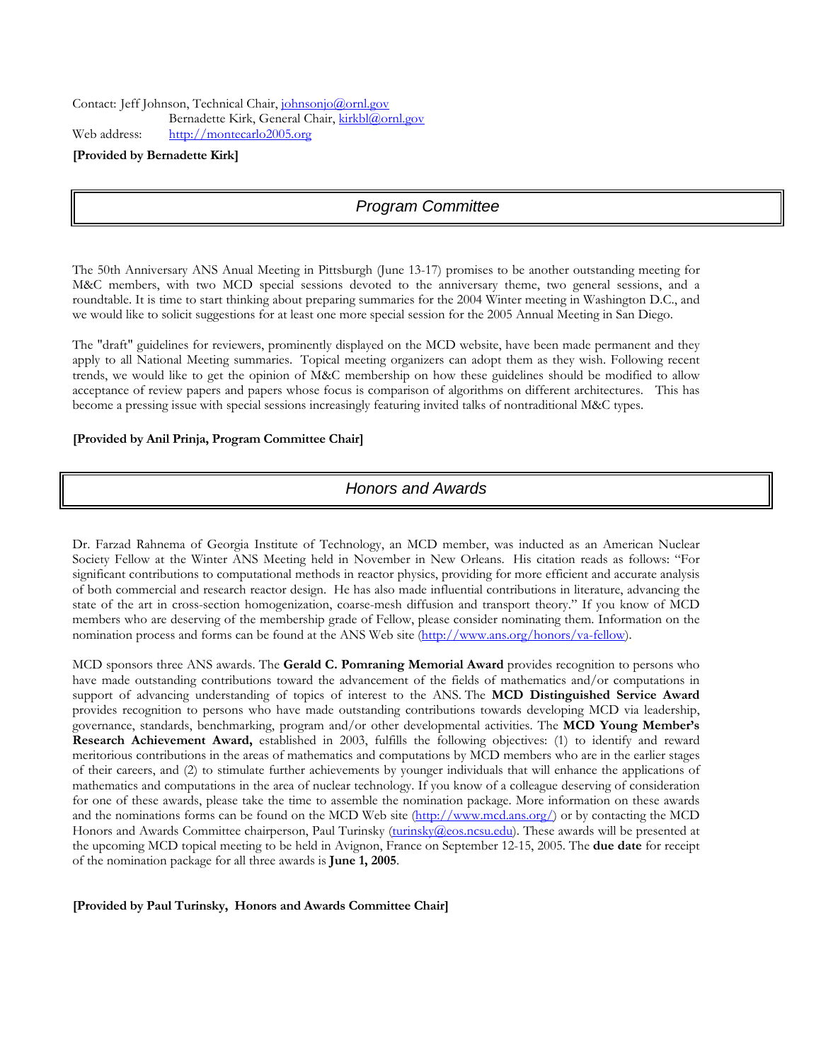Contact: Jeff Johnson, Technical Chair, johnsonjo@ornl.gov
Bernadette Kirk, General Chair, kirkbl@ornl.gov
Web address: http://montecarlo2005.org

**[Provided by Bernadette Kirk]**

## *Program Committee*

The 50th Anniversary ANS Anual Meeting in Pittsburgh (June 13-17) promises to be another outstanding meeting for M&C members, with two MCD special sessions devoted to the anniversary theme, two general sessions, and a roundtable. It is time to start thinking about preparing summaries for the 2004 Winter meeting in Washington D.C., and we would like to solicit suggestions for at least one more special session for the 2005 Annual Meeting in San Diego.

The "draft" guidelines for reviewers, prominently displayed on the MCD website, have been made permanent and they apply to all National Meeting summaries. Topical meeting organizers can adopt them as they wish. Following recent trends, we would like to get the opinion of M&C membership on how these guidelines should be modified to allow acceptance of review papers and papers whose focus is comparison of algorithms on different architectures. This has become a pressing issue with special sessions increasingly featuring invited talks of nontraditional M&C types.

**[Provided by Anil Prinja, Program Committee Chair]**

## *Honors and Awards*

Dr. Farzad Rahnema of Georgia Institute of Technology, an MCD member, was inducted as an American Nuclear Society Fellow at the Winter ANS Meeting held in November in New Orleans. His citation reads as follows: "For significant contributions to computational methods in reactor physics, providing for more efficient and accurate analysis of both commercial and research reactor design. He has also made influential contributions in literature, advancing the state of the art in cross-section homogenization, coarse-mesh diffusion and transport theory." If you know of MCD members who are deserving of the membership grade of Fellow, please consider nominating them. Information on the nomination process and forms can be found at the ANS Web site (http://www.ans.org/honors/va-fellow).

MCD sponsors three ANS awards. The **Gerald C. Pomraning Memorial Award** provides recognition to persons who have made outstanding contributions toward the advancement of the fields of mathematics and/or computations in support of advancing understanding of topics of interest to the ANS. The **MCD Distinguished Service Award** provides recognition to persons who have made outstanding contributions towards developing MCD via leadership, governance, standards, benchmarking, program and/or other developmental activities. The **MCD Young Member's Research Achievement Award,** established in 2003, fulfills the following objectives: (1) to identify and reward meritorious contributions in the areas of mathematics and computations by MCD members who are in the earlier stages of their careers, and (2) to stimulate further achievements by younger individuals that will enhance the applications of mathematics and computations in the area of nuclear technology. If you know of a colleague deserving of consideration for one of these awards, please take the time to assemble the nomination package. More information on these awards and the nominations forms can be found on the MCD Web site (http://www.mcd.ans.org/) or by contacting the MCD Honors and Awards Committee chairperson, Paul Turinsky (turinsky@eos.ncsu.edu). These awards will be presented at the upcoming MCD topical meeting to be held in Avignon, France on September 12-15, 2005. The **due date** for receipt of the nomination package for all three awards is **June 1, 2005**.

**[Provided by Paul Turinsky, Honors and Awards Committee Chair]**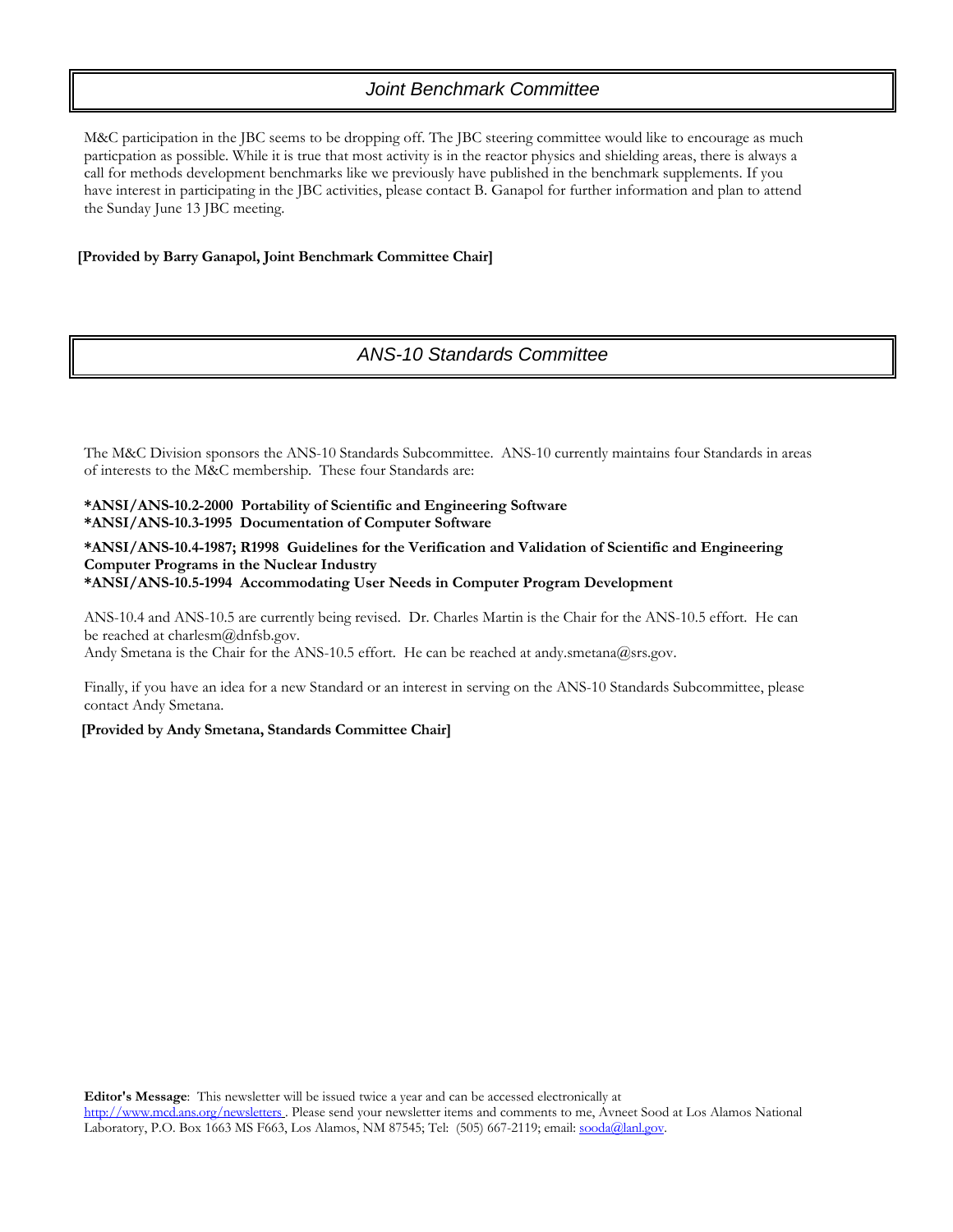## *Joint Benchmark Committee*

M&C participation in the JBC seems to be dropping off. The JBC steering committee would like to encourage as much particpation as possible. While it is true that most activity is in the reactor physics and shielding areas, there is always a call for methods development benchmarks like we previously have published in the benchmark supplements. If you have interest in participating in the JBC activities, please contact B. Ganapol for further information and plan to attend the Sunday June 13 JBC meeting.

**[Provided by Barry Ganapol, Joint Benchmark Committee Chair]**

## *ANS-10 Standards Committee*

The M&C Division sponsors the ANS-10 Standards Subcommittee. ANS-10 currently maintains four Standards in areas of interests to the M&C membership. These four Standards are:

**\*ANSI/ANS-10.2-2000 Portability of Scientific and Engineering Software**
**\*ANSI/ANS-10.3-1995 Documentation of Computer Software**

**\*ANSI/ANS-10.4-1987; R1998 Guidelines for the Verification and Validation of Scientific and Engineering Computer Programs in the Nuclear Industry**
**\*ANSI/ANS-10.5-1994 Accommodating User Needs in Computer Program Development**

ANS-10.4 and ANS-10.5 are currently being revised. Dr. Charles Martin is the Chair for the ANS-10.5 effort. He can be reached at charlesm@dnfsb.gov.
Andy Smetana is the Chair for the ANS-10.5 effort. He can be reached at andy.smetana@srs.gov.

Finally, if you have an idea for a new Standard or an interest in serving on the ANS-10 Standards Subcommittee, please contact Andy Smetana.

**[Provided by Andy Smetana, Standards Committee Chair]**

**Editor's Message**: This newsletter will be issued twice a year and can be accessed electronically at http://www.mcd.ans.org/newsletters . Please send your newsletter items and comments to me, Avneet Sood at Los Alamos National Laboratory, P.O. Box 1663 MS F663, Los Alamos, NM 87545; Tel: (505) 667-2119; email: sooda@lanl.gov.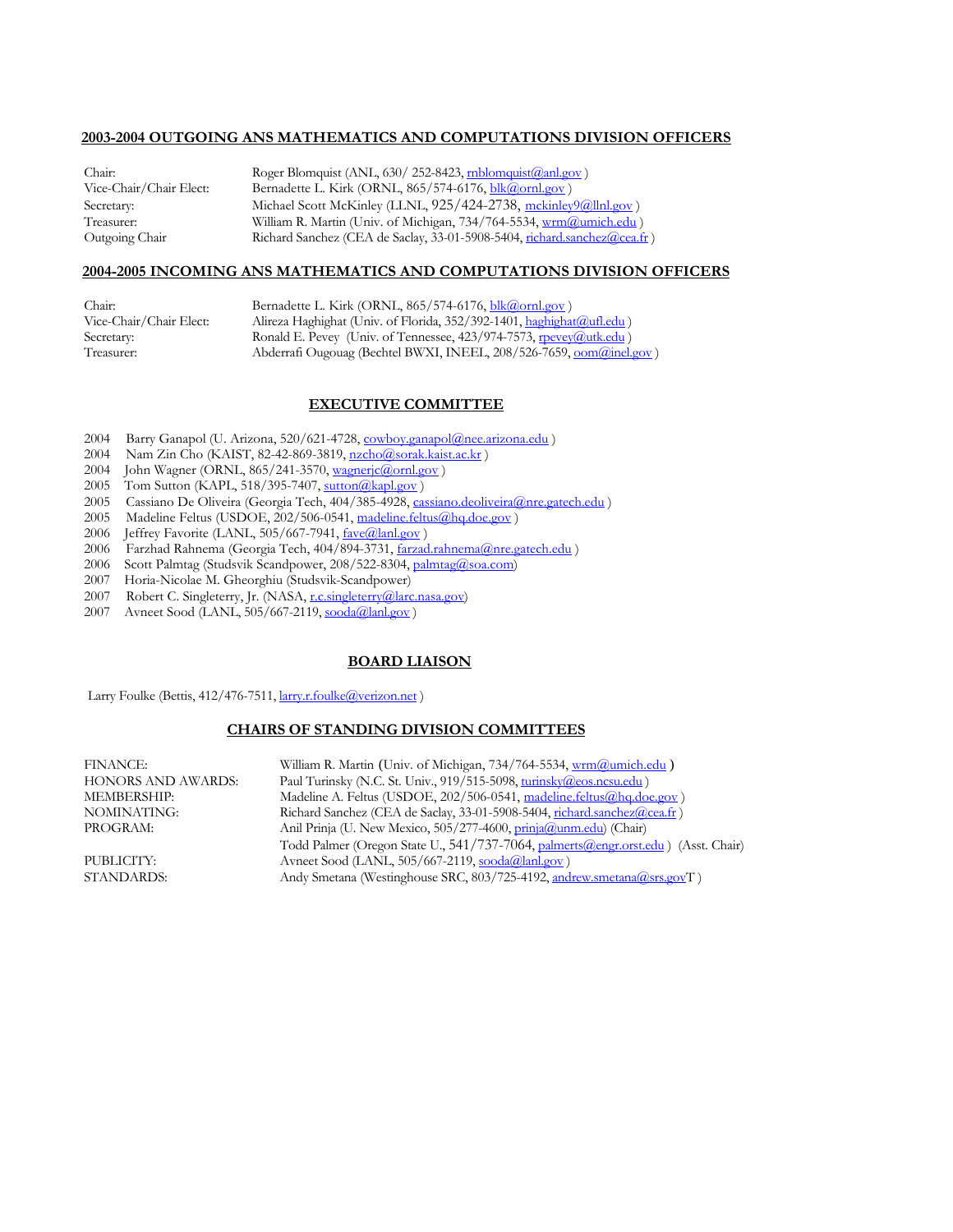## 2003-2004 OUTGOING ANS MATHEMATICS AND COMPUTATIONS DIVISION OFFICERS

| | |
|---|---|
| Chair: | Roger Blomquist (ANL, 630/ 252-8423, rnblomquist@anl.gov ) |
| Vice-Chair/Chair Elect: | Bernadette L. Kirk (ORNL, 865/574-6176, blk@ornl.gov ) |
| Secretary: | Michael Scott McKinley (LLNL, 925/424-2738, mckinley9@llnl.gov ) |
| Treasurer: | William R. Martin (Univ. of Michigan, 734/764-5534, wrm@umich.edu ) |
| Outgoing Chair | Richard Sanchez (CEA de Saclay, 33-01-5908-5404, richard.sanchez@cea.fr ) |

## 2004-2005 INCOMING ANS MATHEMATICS AND COMPUTATIONS DIVISION OFFICERS

| | |
|---|---|
| Chair: | Bernadette L. Kirk (ORNL, 865/574-6176, blk@ornl.gov ) |
| Vice-Chair/Chair Elect: | Alireza Haghighat (Univ. of Florida, 352/392-1401, haghighat@ufl.edu ) |
| Secretary: | Ronald E. Pevey (Univ. of Tennessee, 423/974-7573, rpevey@utk.edu ) |
| Treasurer: | Abderrafi Ougouag (Bechtel BWXI, INEEL, 208/526-7659, oom@inel.gov ) |

## EXECUTIVE COMMITTEE

2004 Barry Ganapol (U. Arizona, 520/621-4728, cowboy.ganapol@nee.arizona.edu )
2004 Nam Zin Cho (KAIST, 82-42-869-3819, nzcho@sorak.kaist.ac.kr )
2004 John Wagner (ORNL, 865/241-3570, wagnerjc@ornl.gov )
2005 Tom Sutton (KAPL, 518/395-7407, sutton@kapl.gov )
2005 Cassiano De Oliveira (Georgia Tech, 404/385-4928, cassiano.deoliveira@nre.gatech.edu )
2005 Madeline Feltus (USDOE, 202/506-0541, madeline.feltus@hq.doe.gov )
2006 Jeffrey Favorite (LANL, 505/667-7941, fave@lanl.gov )
2006 Farzhad Rahnema (Georgia Tech, 404/894-3731, farzad.rahnema@nre.gatech.edu )
2006 Scott Palmtag (Studsvik Scandpower, 208/522-8304, palmtag@soa.com)
2007 Horia-Nicolae M. Gheorghiu (Studsvik-Scandpower)
2007 Robert C. Singleterry, Jr. (NASA, r.c.singleterry@larc.nasa.gov)
2007 Avneet Sood (LANL, 505/667-2119, sooda@lanl.gov )

## BOARD LIAISON

Larry Foulke (Bettis, 412/476-7511, larry.r.foulke@verizon.net )

## CHAIRS OF STANDING DIVISION COMMITTEES

| | |
|---|---|
| FINANCE: | William R. Martin (Univ. of Michigan, 734/764-5534, wrm@umich.edu ) |
| HONORS AND AWARDS: | Paul Turinsky (N.C. St. Univ., 919/515-5098, turinsky@eos.ncsu.edu ) |
| MEMBERSHIP: | Madeline A. Feltus (USDOE, 202/506-0541, madeline.feltus@hq.doe.gov ) |
| NOMINATING: | Richard Sanchez (CEA de Saclay, 33-01-5908-5404, richard.sanchez@cea.fr ) |
| PROGRAM: | Anil Prinja (U. New Mexico, 505/277-4600, prinja@unm.edu) (Chair) |
| | Todd Palmer (Oregon State U., 541/737-7064, palmerts@engr.orst.edu ) (Asst. Chair) |
| PUBLICITY: | Avneet Sood (LANL, 505/667-2119, sooda@lanl.gov ) |
| STANDARDS: | Andy Smetana (Westinghouse SRC, 803/725-4192, andrew.smetana@srs.govT ) |